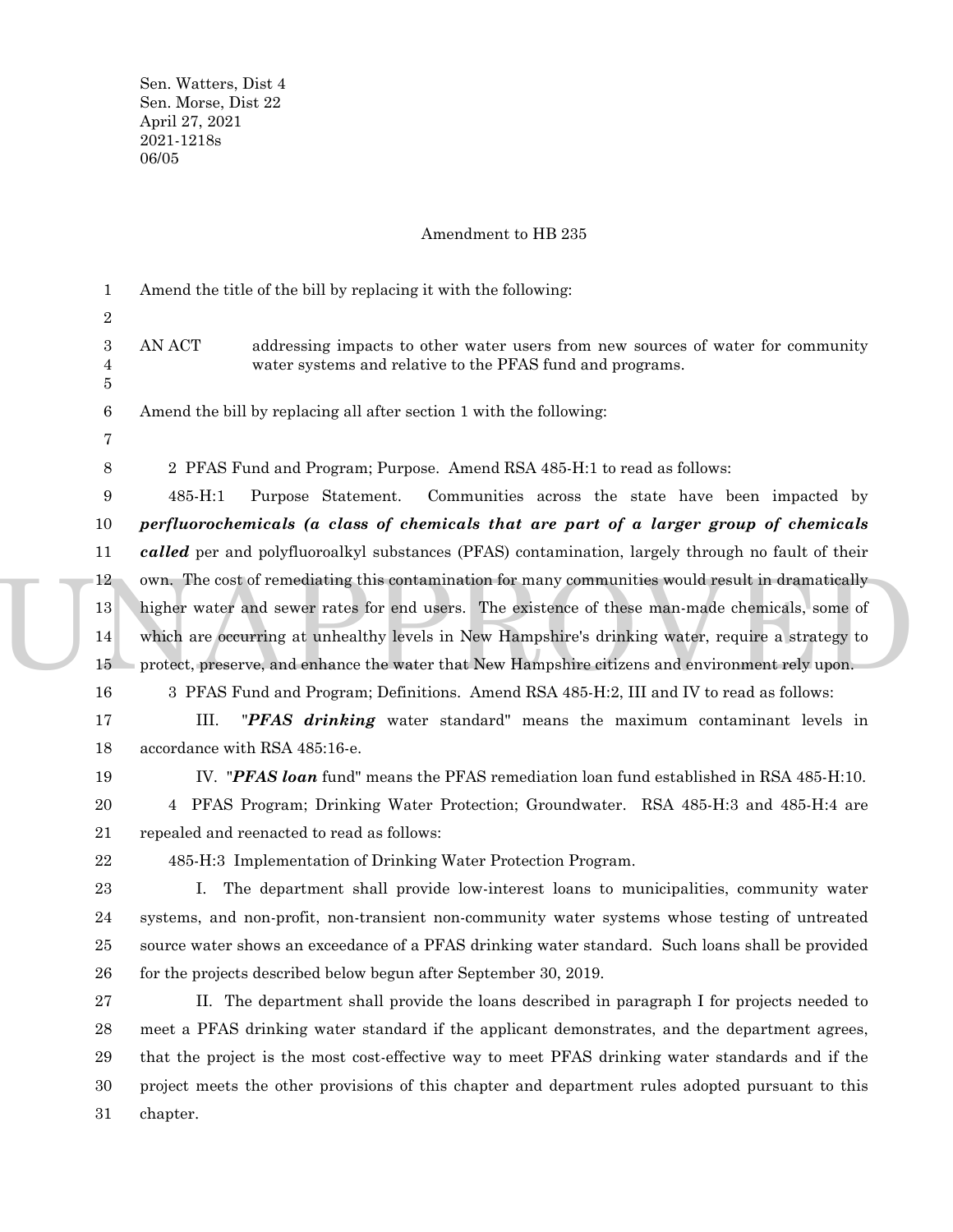Sen. Watters, Dist 4
Sen. Morse, Dist 22
April 27, 2021
2021-1218s
06/05

Amendment to HB 235

Amend the title of the bill by replacing it with the following:

AN ACT addressing impacts to other water users from new sources of water for community water systems and relative to the PFAS fund and programs.

Amend the bill by replacing all after section 1 with the following:

2 PFAS Fund and Program; Purpose. Amend RSA 485-H:1 to read as follows:

485-H:1 Purpose Statement. Communities across the state have been impacted by ***perfluorochemicals (a class of chemicals that are part of a larger group of chemicals called*** per and polyfluoroalkyl substances (PFAS) contamination, largely through no fault of their own. The cost of remediating this contamination for many communities would result in dramatically higher water and sewer rates for end users. The existence of these man-made chemicals, some of which are occurring at unhealthy levels in New Hampshire's drinking water, require a strategy to protect, preserve, and enhance the water that New Hampshire citizens and environment rely upon.

3 PFAS Fund and Program; Definitions. Amend RSA 485-H:2, III and IV to read as follows:

III. "***PFAS drinking*** water standard" means the maximum contaminant levels in accordance with RSA 485:16-e.

IV. "***PFAS loan*** fund" means the PFAS remediation loan fund established in RSA 485-H:10.

4 PFAS Program; Drinking Water Protection; Groundwater. RSA 485-H:3 and 485-H:4 are repealed and reenacted to read as follows:

485-H:3 Implementation of Drinking Water Protection Program.

I. The department shall provide low-interest loans to municipalities, community water systems, and non-profit, non-transient non-community water systems whose testing of untreated source water shows an exceedance of a PFAS drinking water standard. Such loans shall be provided for the projects described below begun after September 30, 2019.

II. The department shall provide the loans described in paragraph I for projects needed to meet a PFAS drinking water standard if the applicant demonstrates, and the department agrees, that the project is the most cost-effective way to meet PFAS drinking water standards and if the project meets the other provisions of this chapter and department rules adopted pursuant to this chapter.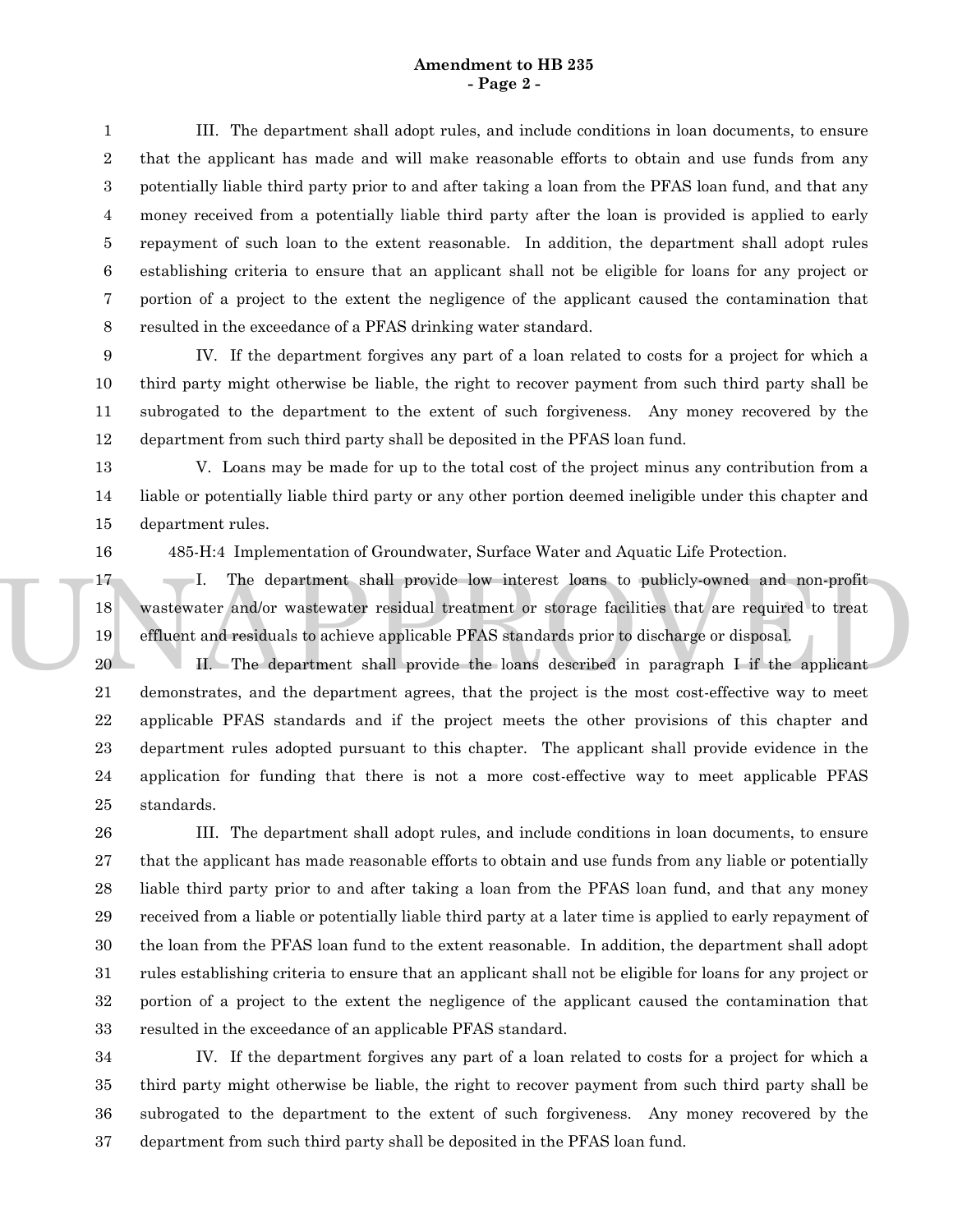III. The department shall adopt rules, and include conditions in loan documents, to ensure that the applicant has made and will make reasonable efforts to obtain and use funds from any potentially liable third party prior to and after taking a loan from the PFAS loan fund, and that any money received from a potentially liable third party after the loan is provided is applied to early repayment of such loan to the extent reasonable. In addition, the department shall adopt rules establishing criteria to ensure that an applicant shall not be eligible for loans for any project or portion of a project to the extent the negligence of the applicant caused the contamination that resulted in the exceedance of a PFAS drinking water standard.

IV. If the department forgives any part of a loan related to costs for a project for which a third party might otherwise be liable, the right to recover payment from such third party shall be subrogated to the department to the extent of such forgiveness. Any money recovered by the department from such third party shall be deposited in the PFAS loan fund.

V. Loans may be made for up to the total cost of the project minus any contribution from a liable or potentially liable third party or any other portion deemed ineligible under this chapter and department rules.

485-H:4 Implementation of Groundwater, Surface Water and Aquatic Life Protection.

I. The department shall provide low interest loans to publicly-owned and non-profit wastewater and/or wastewater residual treatment or storage facilities that are required to treat effluent and residuals to achieve applicable PFAS standards prior to discharge or disposal.

II. The department shall provide the loans described in paragraph I if the applicant demonstrates, and the department agrees, that the project is the most cost-effective way to meet applicable PFAS standards and if the project meets the other provisions of this chapter and department rules adopted pursuant to this chapter. The applicant shall provide evidence in the application for funding that there is not a more cost-effective way to meet applicable PFAS standards.

III. The department shall adopt rules, and include conditions in loan documents, to ensure that the applicant has made reasonable efforts to obtain and use funds from any liable or potentially liable third party prior to and after taking a loan from the PFAS loan fund, and that any money received from a liable or potentially liable third party at a later time is applied to early repayment of the loan from the PFAS loan fund to the extent reasonable. In addition, the department shall adopt rules establishing criteria to ensure that an applicant shall not be eligible for loans for any project or portion of a project to the extent the negligence of the applicant caused the contamination that resulted in the exceedance of an applicable PFAS standard.

IV. If the department forgives any part of a loan related to costs for a project for which a third party might otherwise be liable, the right to recover payment from such third party shall be subrogated to the department to the extent of such forgiveness. Any money recovered by the department from such third party shall be deposited in the PFAS loan fund.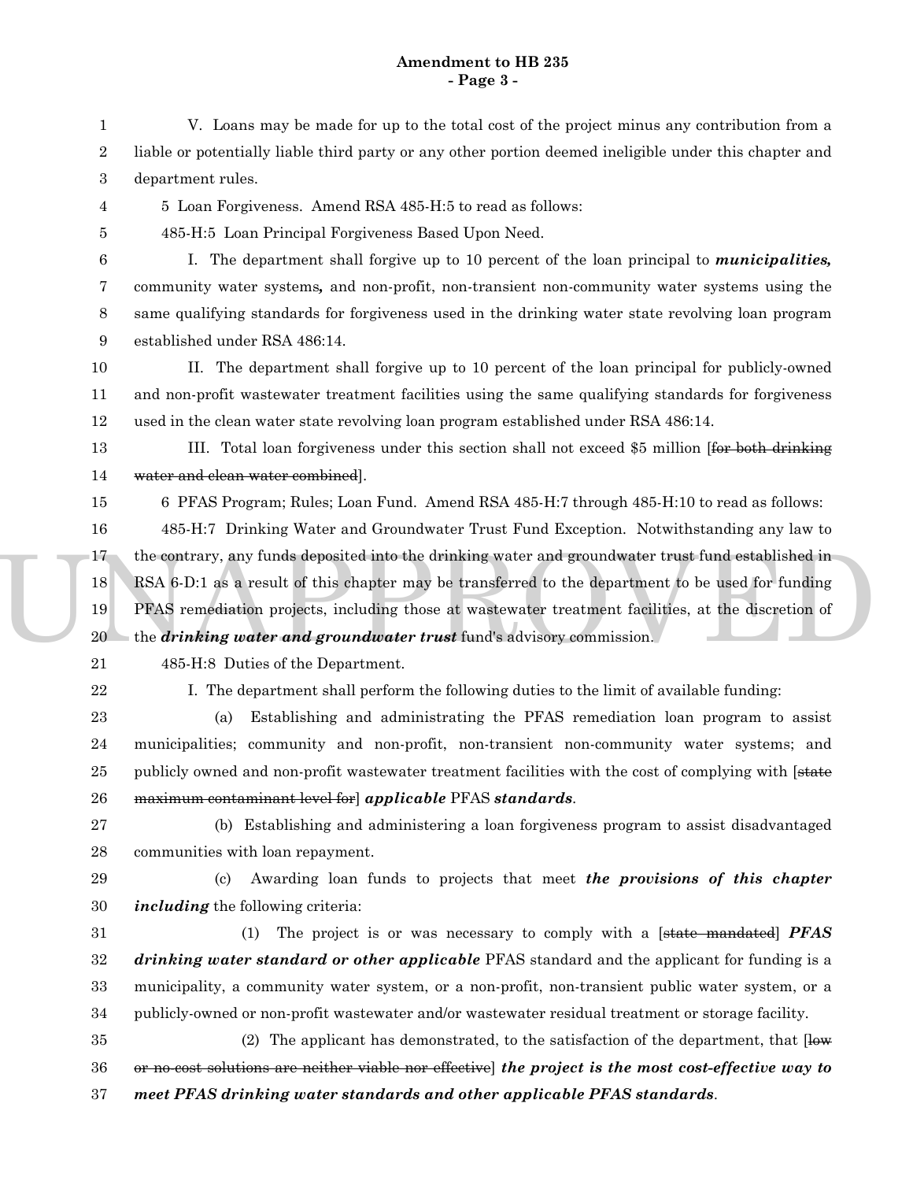V. Loans may be made for up to the total cost of the project minus any contribution from a liable or potentially liable third party or any other portion deemed ineligible under this chapter and department rules.

5 Loan Forgiveness. Amend RSA 485-H:5 to read as follows:

485-H:5 Loan Principal Forgiveness Based Upon Need.

I. The department shall forgive up to 10 percent of the loan principal to ***municipalities,*** community water systems***,*** and non-profit, non-transient non-community water systems using the same qualifying standards for forgiveness used in the drinking water state revolving loan program established under RSA 486:14.

II. The department shall forgive up to 10 percent of the loan principal for publicly-owned and non-profit wastewater treatment facilities using the same qualifying standards for forgiveness used in the clean water state revolving loan program established under RSA 486:14.

III. Total loan forgiveness under this section shall not exceed $5 million [~~for both drinking water and clean water combined~~].

6 PFAS Program; Rules; Loan Fund. Amend RSA 485-H:7 through 485-H:10 to read as follows:

485-H:7 Drinking Water and Groundwater Trust Fund Exception. Notwithstanding any law to the contrary, any funds deposited into the drinking water and groundwater trust fund established in RSA 6-D:1 as a result of this chapter may be transferred to the department to be used for funding PFAS remediation projects, including those at wastewater treatment facilities, at the discretion of the ***drinking water and groundwater trust*** fund's advisory commission.

485-H:8 Duties of the Department.

I. The department shall perform the following duties to the limit of available funding:

(a) Establishing and administrating the PFAS remediation loan program to assist municipalities; community and non-profit, non-transient non-community water systems; and publicly owned and non-profit wastewater treatment facilities with the cost of complying with [~~state maximum contaminant level for~~] ***applicable*** PFAS ***standards***.

(b) Establishing and administering a loan forgiveness program to assist disadvantaged communities with loan repayment.

(c) Awarding loan funds to projects that meet ***the provisions of this chapter including*** the following criteria:

(1) The project is or was necessary to comply with a [~~state mandated~~] ***PFAS drinking water standard or other applicable*** PFAS standard and the applicant for funding is a municipality, a community water system, or a non-profit, non-transient public water system, or a publicly-owned or non-profit wastewater and/or wastewater residual treatment or storage facility.

(2) The applicant has demonstrated, to the satisfaction of the department, that [~~low or no-cost solutions are neither viable nor effective~~] ***the project is the most cost-effective way to meet PFAS drinking water standards and other applicable PFAS standards***.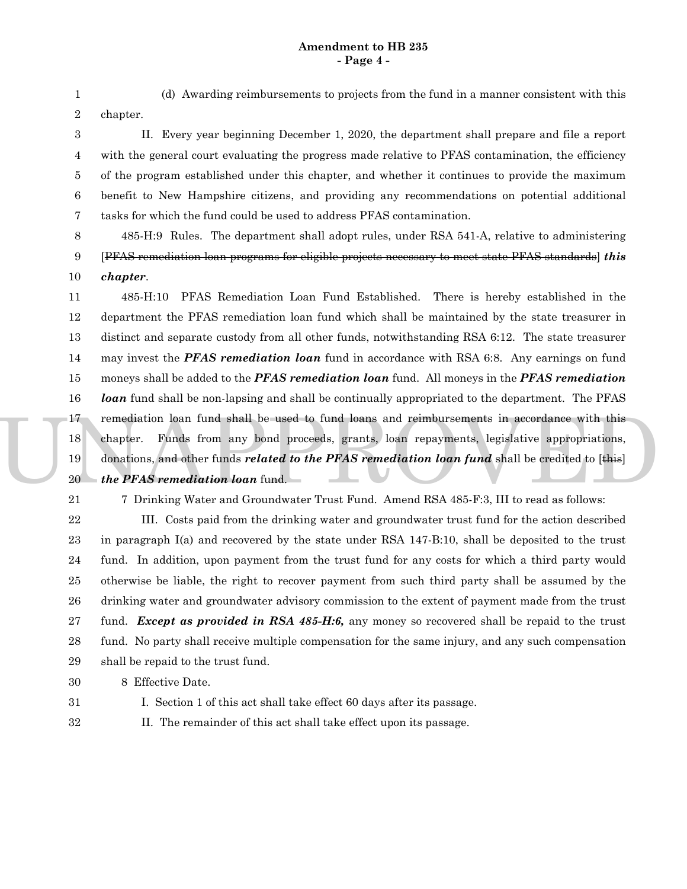(d) Awarding reimbursements to projects from the fund in a manner consistent with this chapter.

II. Every year beginning December 1, 2020, the department shall prepare and file a report with the general court evaluating the progress made relative to PFAS contamination, the efficiency of the program established under this chapter, and whether it continues to provide the maximum benefit to New Hampshire citizens, and providing any recommendations on potential additional tasks for which the fund could be used to address PFAS contamination.

485-H:9 Rules. The department shall adopt rules, under RSA 541-A, relative to administering [~~PFAS remediation loan programs for eligible projects necessary to meet state PFAS standards~~] ***this chapter***.

485-H:10 PFAS Remediation Loan Fund Established. There is hereby established in the department the PFAS remediation loan fund which shall be maintained by the state treasurer in distinct and separate custody from all other funds, notwithstanding RSA 6:12. The state treasurer may invest the ***PFAS remediation loan*** fund in accordance with RSA 6:8. Any earnings on fund moneys shall be added to the ***PFAS remediation loan*** fund. All moneys in the ***PFAS remediation loan*** fund shall be non-lapsing and shall be continually appropriated to the department. The PFAS remediation loan fund shall be used to fund loans and reimbursements in accordance with this chapter. Funds from any bond proceeds, grants, loan repayments, legislative appropriations, donations, and other funds ***related to the PFAS remediation loan fund*** shall be credited to [~~this~~] ***the PFAS remediation loan*** fund.

7 Drinking Water and Groundwater Trust Fund. Amend RSA 485-F:3, III to read as follows:

III. Costs paid from the drinking water and groundwater trust fund for the action described in paragraph I(a) and recovered by the state under RSA 147-B:10, shall be deposited to the trust fund. In addition, upon payment from the trust fund for any costs for which a third party would otherwise be liable, the right to recover payment from such third party shall be assumed by the drinking water and groundwater advisory commission to the extent of payment made from the trust fund. ***Except as provided in RSA 485-H:6,*** any money so recovered shall be repaid to the trust fund. No party shall receive multiple compensation for the same injury, and any such compensation shall be repaid to the trust fund.

8 Effective Date.

I. Section 1 of this act shall take effect 60 days after its passage.

II. The remainder of this act shall take effect upon its passage.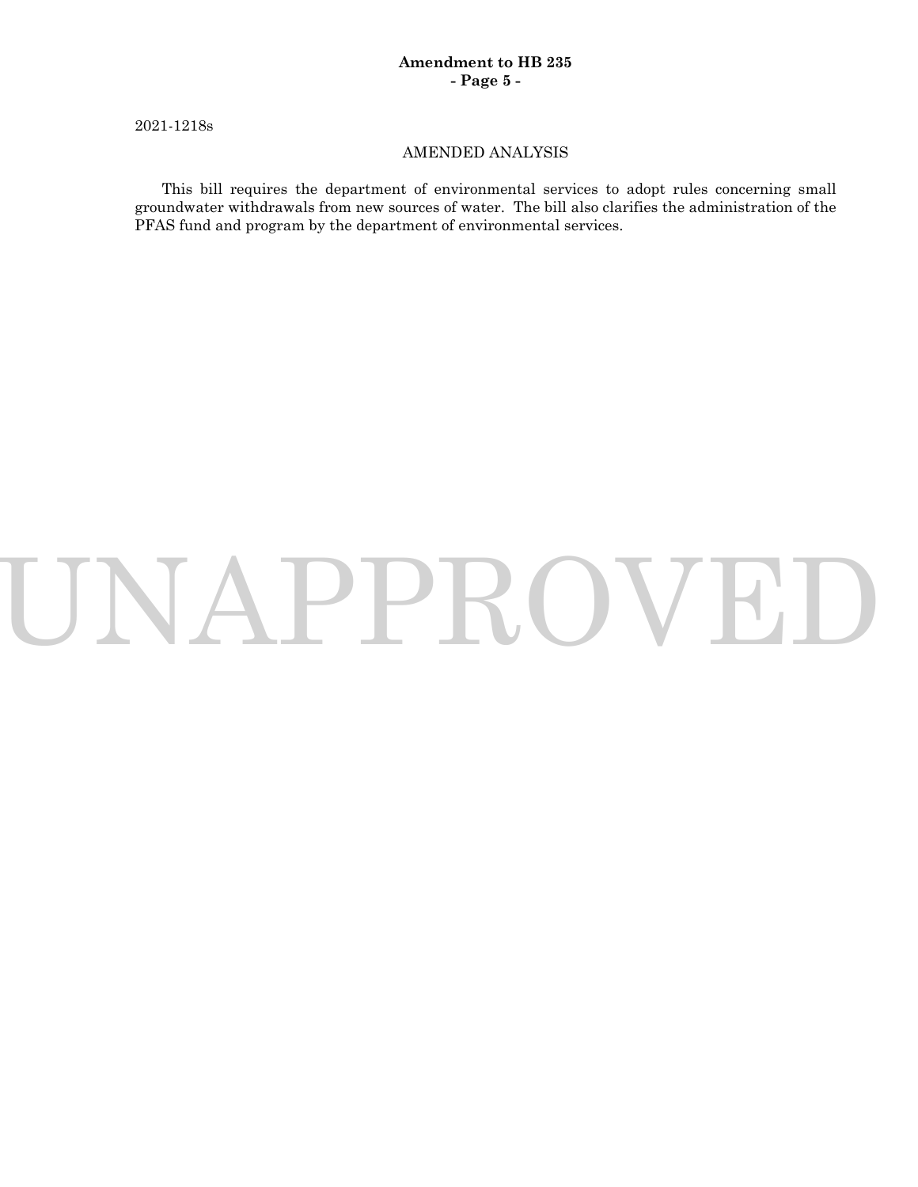2021-1218s

AMENDED ANALYSIS

This bill requires the department of environmental services to adopt rules concerning small groundwater withdrawals from new sources of water. The bill also clarifies the administration of the PFAS fund and program by the department of environmental services.